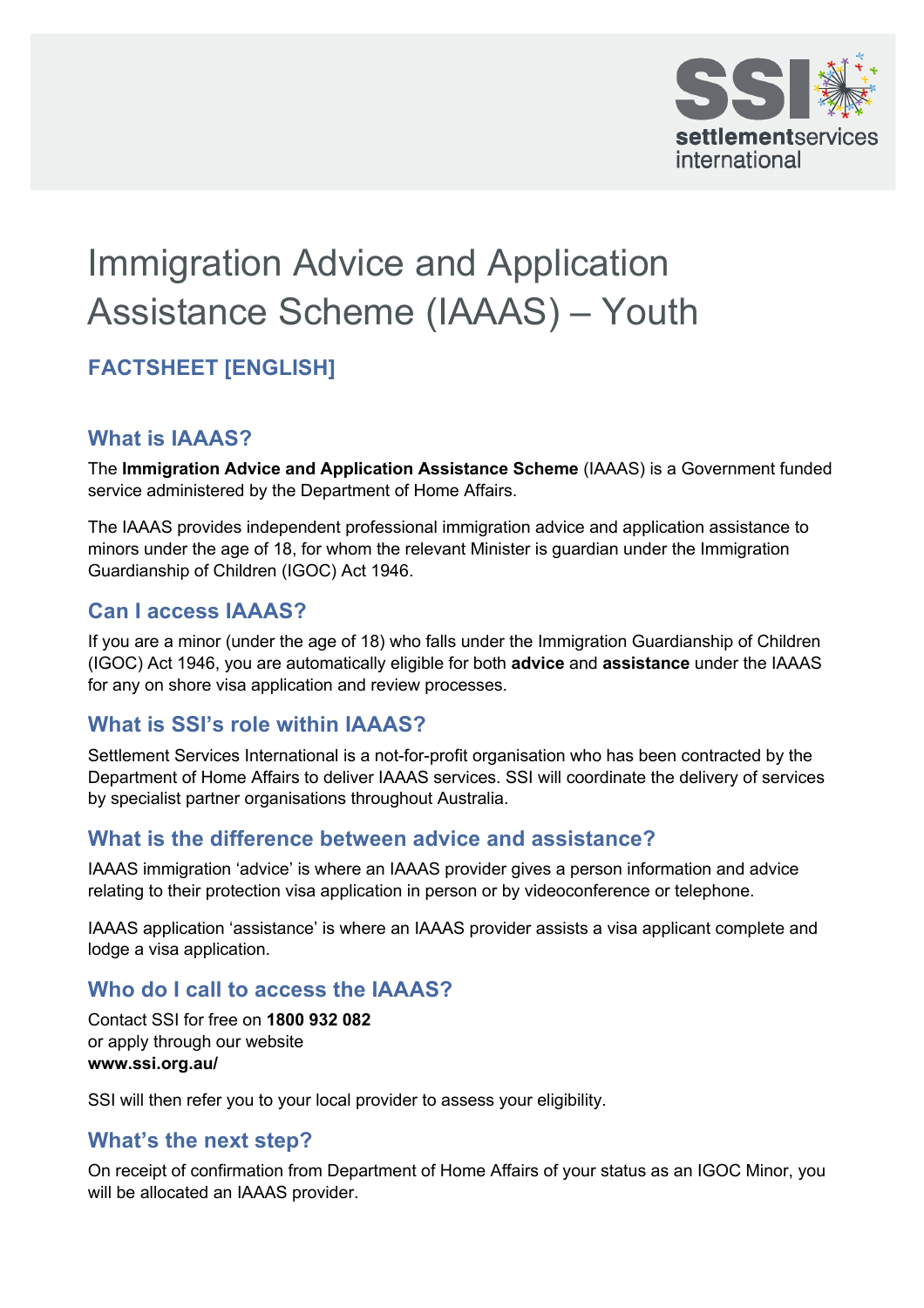# Immigration Advice and Application Assistance Scheme (IAAAS) – Youth

## FACTSHEET [ENGLISH]

### What is IAAAS?

The **Immigration Advice and Application Assistance Scheme** (IAAAS) is a Government funded service administered by the Department of Home Affairs.

The IAAAS provides independent professional immigration advice and application assistance to minors under the age of 18, for whom the relevant Minister is guardian under the Immigration Guardianship of Children (IGOC) Act 1946.

### Can I access IAAAS?

If you are a minor (under the age of 18) who falls under the Immigration Guardianship of Children (IGOC) Act 1946, you are automatically eligible for both **advice** and **assistance** under the IAAAS for any on shore visa application and review processes.

### What is SSI's role within IAAAS?

Settlement Services International is a not-for-profit organisation who has been contracted by the Department of Home Affairs to deliver IAAAS services. SSI will coordinate the delivery of services by specialist partner organisations throughout Australia.

### What is the difference between advice and assistance?

IAAAS immigration 'advice' is where an IAAAS provider gives a person information and advice relating to their protection visa application in person or by videoconference or telephone.

IAAAS application 'assistance' is where an IAAAS provider assists a visa applicant complete and lodge a visa application.

### Who do I call to access the IAAAS?

Contact SSI for free on **1800 932 082**
or apply through our website
**www.ssi.org.au/**

SSI will then refer you to your local provider to assess your eligibility.

### What's the next step?

On receipt of confirmation from Department of Home Affairs of your status as an IGOC Minor, you will be allocated an IAAAS provider.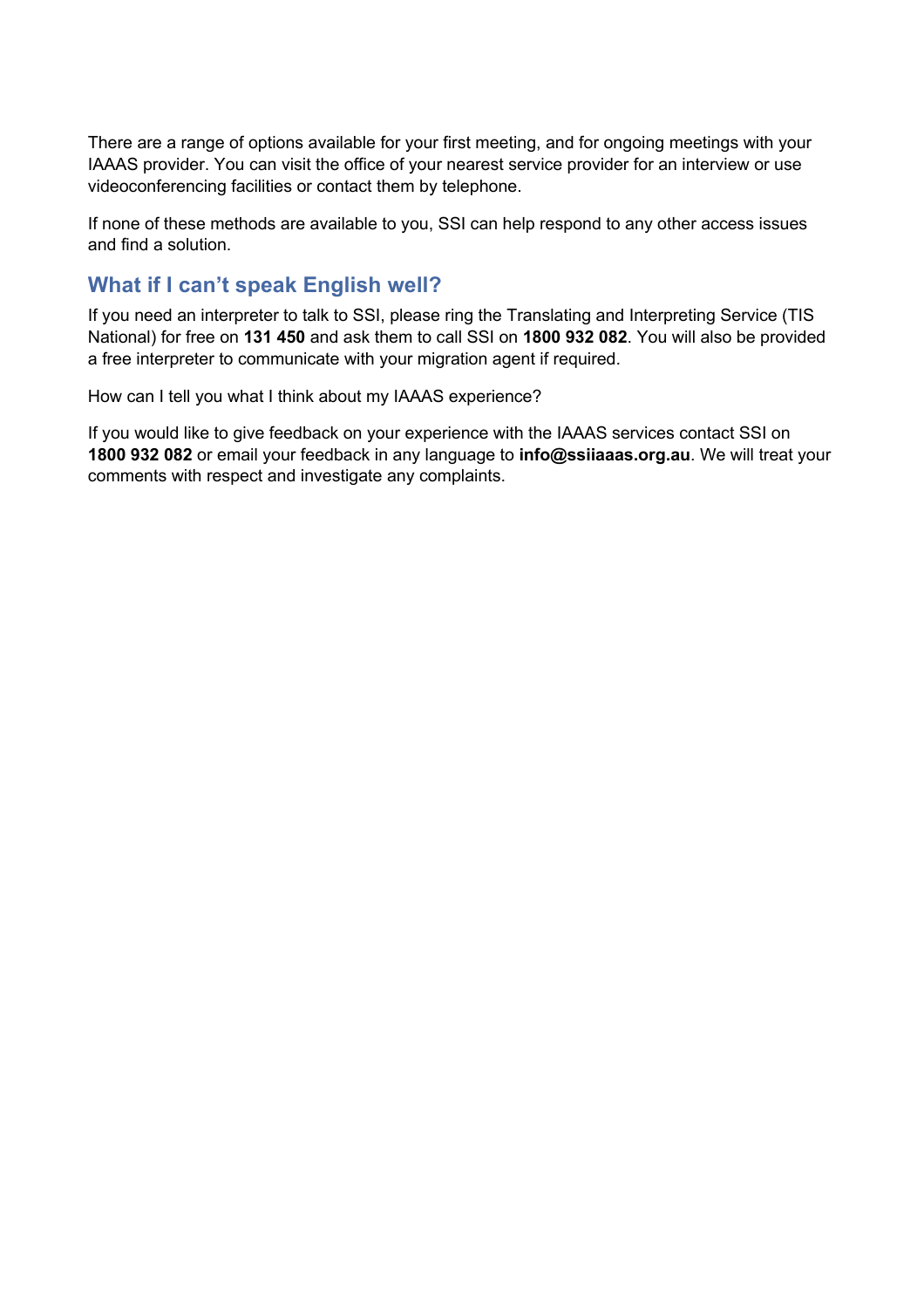There are a range of options available for your first meeting, and for ongoing meetings with your IAAAS provider. You can visit the office of your nearest service provider for an interview or use videoconferencing facilities or contact them by telephone.

If none of these methods are available to you, SSI can help respond to any other access issues and find a solution.

## What if I can't speak English well?

If you need an interpreter to talk to SSI, please ring the Translating and Interpreting Service (TIS National) for free on **131 450** and ask them to call SSI on **1800 932 082**. You will also be provided a free interpreter to communicate with your migration agent if required.

How can I tell you what I think about my IAAAS experience?

If you would like to give feedback on your experience with the IAAAS services contact SSI on **1800 932 082** or email your feedback in any language to **info@ssiiaaas.org.au**. We will treat your comments with respect and investigate any complaints.